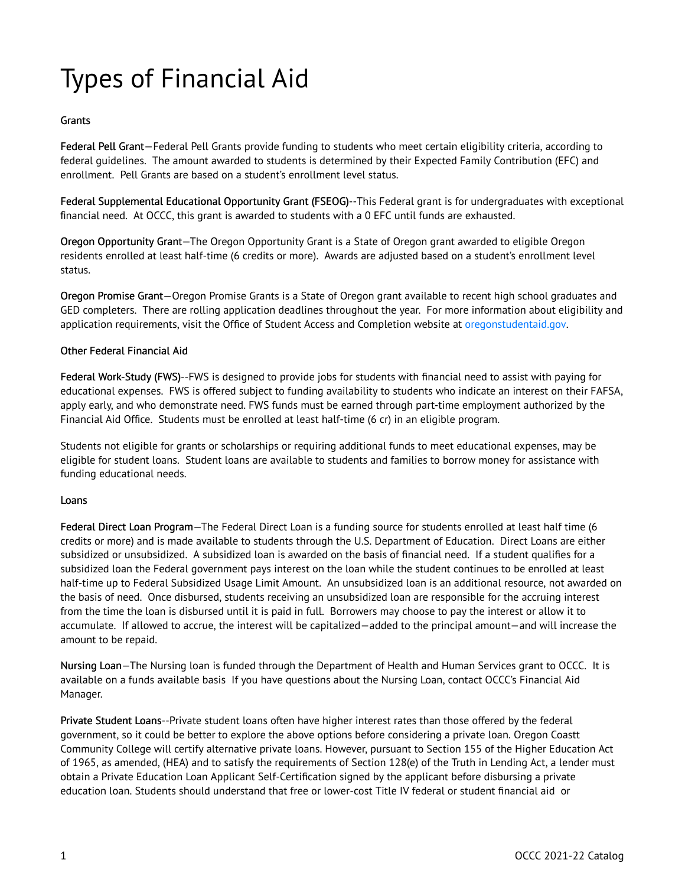# Types of Financial Aid

## Grants

**Federal Pell Grant**—Federal Pell Grants provide funding to students who meet certain eligibility criteria, according to federal guidelines. The amount awarded to students is determined by their Expected Family Contribution (EFC) and enrollment. Pell Grants are based on a student's enrollment level status.

**Federal Supplemental Educational Opportunity Grant (FSEOG)**--This Federal grant is for undergraduates with exceptional financial need. At OCCC, this grant is awarded to students with a 0 EFC until funds are exhausted.

**Oregon Opportunity Grant**—The Oregon Opportunity Grant is a State of Oregon grant awarded to eligible Oregon residents enrolled at least half-time (6 credits or more). Awards are adjusted based on a student's enrollment level status.

**Oregon Promise Grant**—Oregon Promise Grants is a State of Oregon grant available to recent high school graduates and GED completers. There are rolling application deadlines throughout the year. For more information about eligibility and application requirements, visit the Office of Student Access and Completion website at oregonstudentaid.gov.

## Other Federal Financial Aid

**Federal Work-Study (FWS)**--FWS is designed to provide jobs for students with financial need to assist with paying for educational expenses. FWS is offered subject to funding availability to students who indicate an interest on their FAFSA, apply early, and who demonstrate need. FWS funds must be earned through part-time employment authorized by the Financial Aid Office. Students must be enrolled at least half-time (6 cr) in an eligible program.

Students not eligible for grants or scholarships or requiring additional funds to meet educational expenses, may be eligible for student loans. Student loans are available to students and families to borrow money for assistance with funding educational needs.

## Loans

**Federal Direct Loan Program**—The Federal Direct Loan is a funding source for students enrolled at least half time (6 credits or more) and is made available to students through the U.S. Department of Education. Direct Loans are either subsidized or unsubsidized. A subsidized loan is awarded on the basis of financial need. If a student qualifies for a subsidized loan the Federal government pays interest on the loan while the student continues to be enrolled at least half-time up to Federal Subsidized Usage Limit Amount. An unsubsidized loan is an additional resource, not awarded on the basis of need. Once disbursed, students receiving an unsubsidized loan are responsible for the accruing interest from the time the loan is disbursed until it is paid in full. Borrowers may choose to pay the interest or allow it to accumulate. If allowed to accrue, the interest will be capitalized—added to the principal amount—and will increase the amount to be repaid.

**Nursing Loan**—The Nursing loan is funded through the Department of Health and Human Services grant to OCCC. It is available on a funds available basis If you have questions about the Nursing Loan, contact OCCC's Financial Aid Manager.

**Private Student Loans**--Private student loans often have higher interest rates than those offered by the federal government, so it could be better to explore the above options before considering a private loan. Oregon Coastt Community College will certify alternative private loans. However, pursuant to Section 155 of the Higher Education Act of 1965, as amended, (HEA) and to satisfy the requirements of Section 128(e) of the Truth in Lending Act, a lender must obtain a Private Education Loan Applicant Self-Certification signed by the applicant before disbursing a private education loan. Students should understand that free or lower-cost Title IV federal or student financial aid or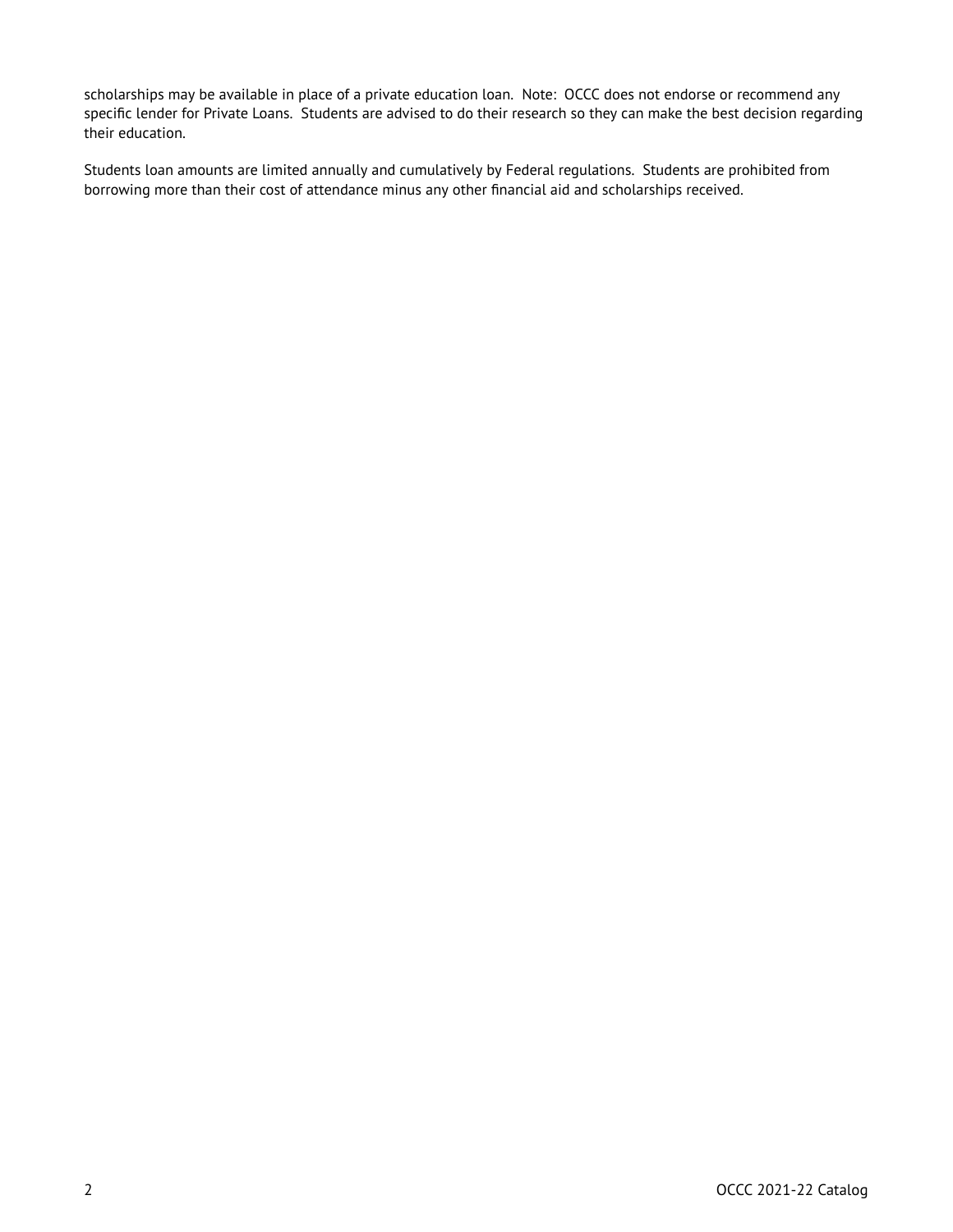scholarships may be available in place of a private education loan.  Note:  OCCC does not endorse or recommend any specific lender for Private Loans.  Students are advised to do their research so they can make the best decision regarding their education.

Students loan amounts are limited annually and cumulatively by Federal regulations.  Students are prohibited from borrowing more than their cost of attendance minus any other financial aid and scholarships received.